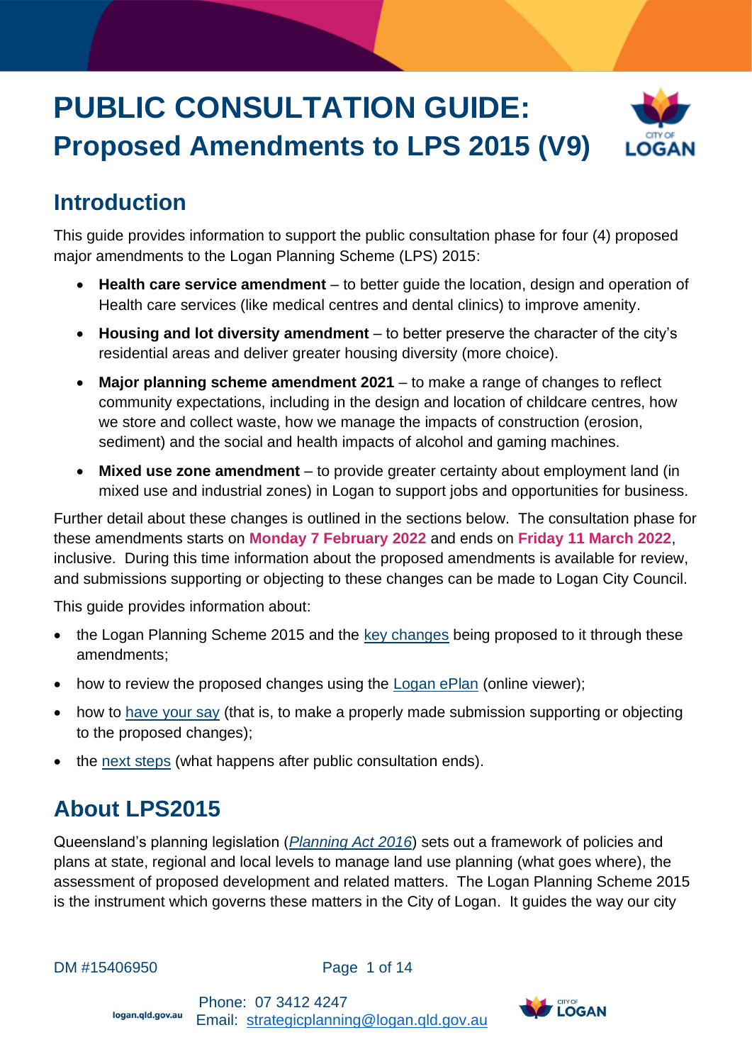# PUBLIC CONSULTATION GUIDE: Proposed Amendments to LPS 2015 (V9)

## Introduction

This guide provides information to support the public consultation phase for four (4) proposed major amendments to the Logan Planning Scheme (LPS) 2015:

- **Health care service amendment** – to better guide the location, design and operation of Health care services (like medical centres and dental clinics) to improve amenity.
- **Housing and lot diversity amendment** – to better preserve the character of the city's residential areas and deliver greater housing diversity (more choice).
- **Major planning scheme amendment 2021** – to make a range of changes to reflect community expectations, including in the design and location of childcare centres, how we store and collect waste, how we manage the impacts of construction (erosion, sediment) and the social and health impacts of alcohol and gaming machines.
- **Mixed use zone amendment** – to provide greater certainty about employment land (in mixed use and industrial zones) in Logan to support jobs and opportunities for business.

Further detail about these changes is outlined in the sections below. The consultation phase for these amendments starts on **Monday 7 February 2022** and ends on **Friday 11 March 2022**, inclusive. During this time information about the proposed amendments is available for review, and submissions supporting or objecting to these changes can be made to Logan City Council.

This guide provides information about:

- the Logan Planning Scheme 2015 and the key changes being proposed to it through these amendments;
- how to review the proposed changes using the Logan ePlan (online viewer);
- how to have your say (that is, to make a properly made submission supporting or objecting to the proposed changes);
- the next steps (what happens after public consultation ends).

## About LPS2015

Queensland's planning legislation (*Planning Act 2016*) sets out a framework of policies and plans at state, regional and local levels to manage land use planning (what goes where), the assessment of proposed development and related matters. The Logan Planning Scheme 2015 is the instrument which governs these matters in the City of Logan. It guides the way our city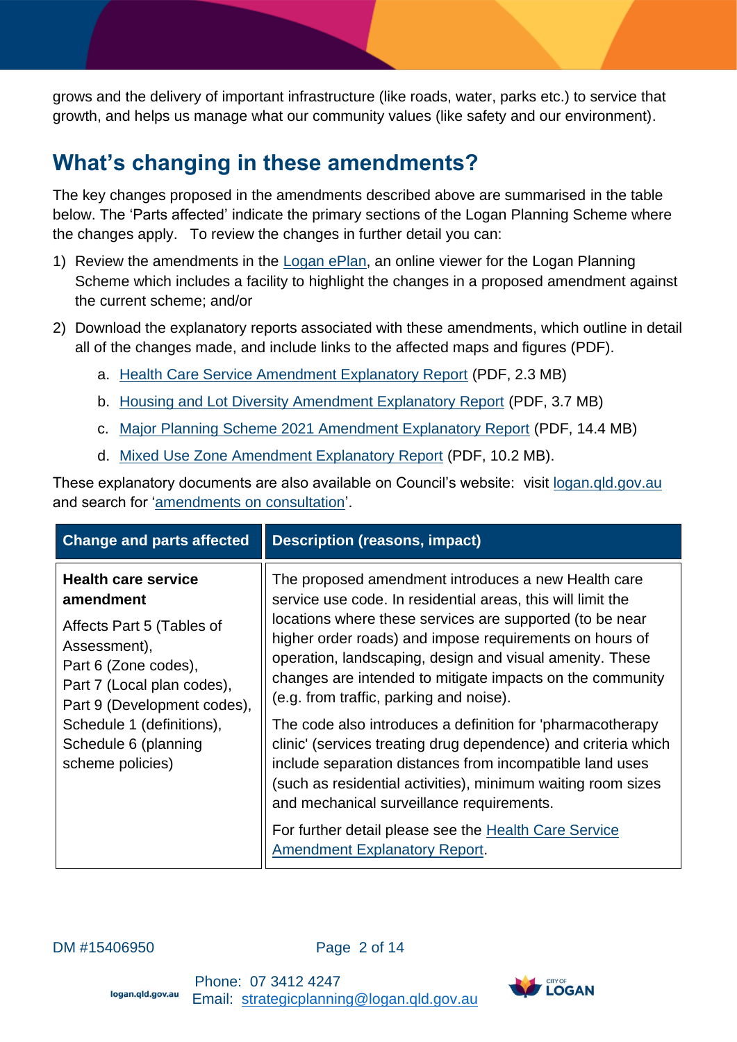grows and the delivery of important infrastructure (like roads, water, parks etc.) to service that growth, and helps us manage what our community values (like safety and our environment).

## What's changing in these amendments?

The key changes proposed in the amendments described above are summarised in the table below. The 'Parts affected' indicate the primary sections of the Logan Planning Scheme where the changes apply. To review the changes in further detail you can:

1) Review the amendments in the Logan ePlan, an online viewer for the Logan Planning Scheme which includes a facility to highlight the changes in a proposed amendment against the current scheme; and/or
2) Download the explanatory reports associated with these amendments, which outline in detail all of the changes made, and include links to the affected maps and figures (PDF).
    a. Health Care Service Amendment Explanatory Report (PDF, 2.3 MB)
    b. Housing and Lot Diversity Amendment Explanatory Report (PDF, 3.7 MB)
    c. Major Planning Scheme 2021 Amendment Explanatory Report (PDF, 14.4 MB)
    d. Mixed Use Zone Amendment Explanatory Report (PDF, 10.2 MB).

These explanatory documents are also available on Council's website: visit logan.qld.gov.au and search for 'amendments on consultation'.

| Change and parts affected | Description (reasons, impact) |
| --- | --- |
| **Health care service amendment**<br><br>Affects Part 5 (Tables of Assessment),<br>Part 6 (Zone codes),<br>Part 7 (Local plan codes),<br>Part 9 (Development codes),<br>Schedule 1 (definitions),<br>Schedule 6 (planning scheme policies) | The proposed amendment introduces a new Health care service use code. In residential areas, this will limit the locations where these services are supported (to be near higher order roads) and impose requirements on hours of operation, landscaping, design and visual amenity. These changes are intended to mitigate impacts on the community (e.g. from traffic, parking and noise).<br><br>The code also introduces a definition for 'pharmacotherapy clinic' (services treating drug dependence) and criteria which include separation distances from incompatible land uses (such as residential activities), minimum waiting room sizes and mechanical surveillance requirements.<br><br>For further detail please see the Health Care Service Amendment Explanatory Report. |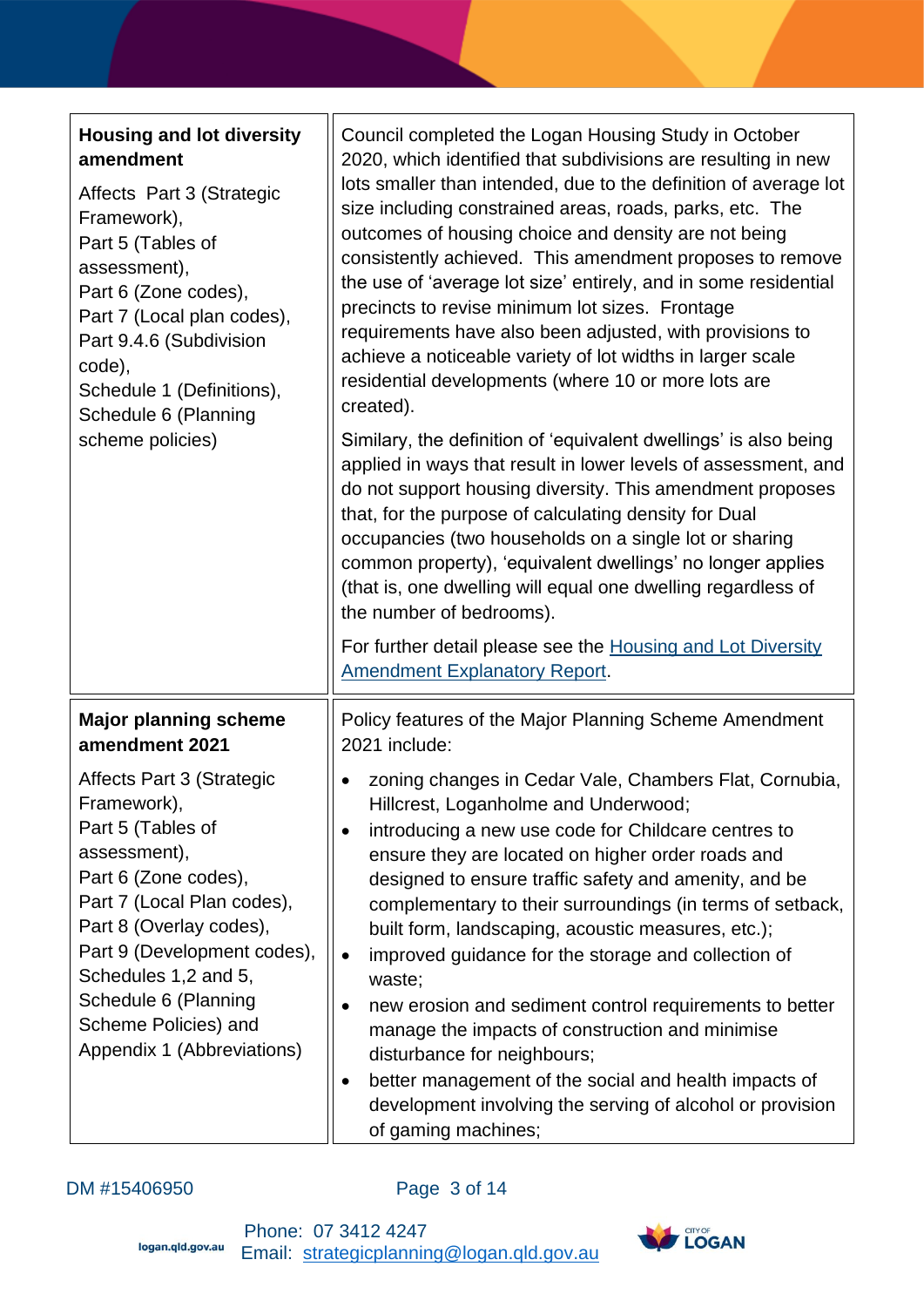| | |
|---|---|
| **Housing and lot diversity amendment**<br><br>Affects Part 3 (Strategic Framework),<br>Part 5 (Tables of assessment),<br>Part 6 (Zone codes),<br>Part 7 (Local plan codes),<br>Part 9.4.6 (Subdivision code),<br>Schedule 1 (Definitions),<br>Schedule 6 (Planning scheme policies) | Council completed the Logan Housing Study in October 2020, which identified that subdivisions are resulting in new lots smaller than intended, due to the definition of average lot size including constrained areas, roads, parks, etc. The outcomes of housing choice and density are not being consistently achieved. This amendment proposes to remove the use of 'average lot size' entirely, and in some residential precincts to revise minimum lot sizes. Frontage requirements have also been adjusted, with provisions to achieve a noticeable variety of lot widths in larger scale residential developments (where 10 or more lots are created).<br><br>Similary, the definition of 'equivalent dwellings' is also being applied in ways that result in lower levels of assessment, and do not support housing diversity. This amendment proposes that, for the purpose of calculating density for Dual occupancies (two households on a single lot or sharing common property), 'equivalent dwellings' no longer applies (that is, one dwelling will equal one dwelling regardless of the number of bedrooms).<br><br>For further detail please see the Housing and Lot Diversity Amendment Explanatory Report. |
| **Major planning scheme amendment 2021**<br><br>Affects Part 3 (Strategic Framework),<br>Part 5 (Tables of assessment),<br>Part 6 (Zone codes),<br>Part 7 (Local Plan codes),<br>Part 8 (Overlay codes),<br>Part 9 (Development codes),<br>Schedules 1,2 and 5,<br>Schedule 6 (Planning Scheme Policies) and<br>Appendix 1 (Abbreviations) | Policy features of the Major Planning Scheme Amendment 2021 include:<br><br>• zoning changes in Cedar Vale, Chambers Flat, Cornubia, Hillcrest, Loganholme and Underwood;<br>• introducing a new use code for Childcare centres to ensure they are located on higher order roads and designed to ensure traffic safety and amenity, and be complementary to their surroundings (in terms of setback, built form, landscaping, acoustic measures, etc.);<br>• improved guidance for the storage and collection of waste;<br>• new erosion and sediment control requirements to better manage the impacts of construction and minimise disturbance for neighbours;<br>• better management of the social and health impacts of development involving the serving of alcohol or provision of gaming machines; |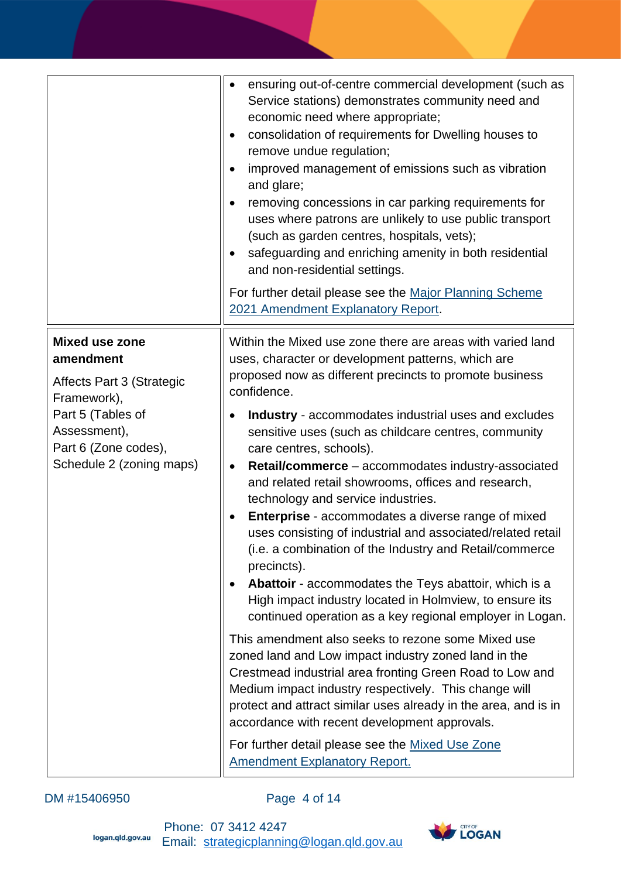| | |
|---|---|
| | • ensuring out-of-centre commercial development (such as Service stations) demonstrates community need and economic need where appropriate;<br>• consolidation of requirements for Dwelling houses to remove undue regulation;<br>• improved management of emissions such as vibration and glare;<br>• removing concessions in car parking requirements for uses where patrons are unlikely to use public transport (such as garden centres, hospitals, vets);<br>• safeguarding and enriching amenity in both residential and non-residential settings.<br><br>For further detail please see the Major Planning Scheme 2021 Amendment Explanatory Report. |
| **Mixed use zone amendment**<br><br>Affects Part 3 (Strategic Framework),<br>Part 5 (Tables of Assessment),<br>Part 6 (Zone codes),<br>Schedule 2 (zoning maps) | Within the Mixed use zone there are areas with varied land uses, character or development patterns, which are proposed now as different precincts to promote business confidence.<br><br>• **Industry** - accommodates industrial uses and excludes sensitive uses (such as childcare centres, community care centres, schools).<br>• **Retail/commerce** – accommodates industry-associated and related retail showrooms, offices and research, technology and service industries.<br>• **Enterprise** - accommodates a diverse range of mixed uses consisting of industrial and associated/related retail (i.e. a combination of the Industry and Retail/commerce precincts).<br>• **Abattoir** - accommodates the Teys abattoir, which is a High impact industry located in Holmview, to ensure its continued operation as a key regional employer in Logan.<br><br>This amendment also seeks to rezone some Mixed use zoned land and Low impact industry zoned land in the Crestmead industrial area fronting Green Road to Low and Medium impact industry respectively. This change will protect and attract similar uses already in the area, and is in accordance with recent development approvals.<br><br>For further detail please see the Mixed Use Zone Amendment Explanatory Report. |

DM #15406950

Phone: 07 3412 4247
Email: strategicplanning@logan.qld.gov.au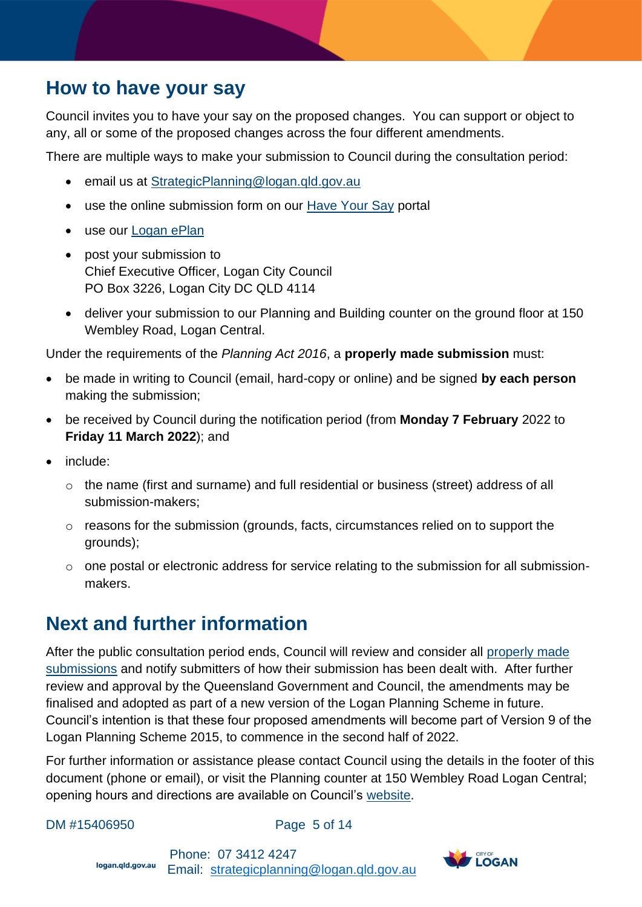## How to have your say

Council invites you to have your say on the proposed changes. You can support or object to any, all or some of the proposed changes across the four different amendments.

There are multiple ways to make your submission to Council during the consultation period:

- email us at StrategicPlanning@logan.qld.gov.au
- use the online submission form on our Have Your Say portal
- use our Logan ePlan
- post your submission to
  Chief Executive Officer, Logan City Council
  PO Box 3226, Logan City DC QLD 4114
- deliver your submission to our Planning and Building counter on the ground floor at 150 Wembley Road, Logan Central.

Under the requirements of the *Planning Act 2016*, a **properly made submission** must:

- be made in writing to Council (email, hard-copy or online) and be signed **by each person** making the submission;
- be received by Council during the notification period (from **Monday 7 February** 2022 to **Friday 11 March 2022**); and
- include:
  - the name (first and surname) and full residential or business (street) address of all submission-makers;
  - reasons for the submission (grounds, facts, circumstances relied on to support the grounds);
  - one postal or electronic address for service relating to the submission for all submission-makers.

## Next and further information

After the public consultation period ends, Council will review and consider all properly made submissions and notify submitters of how their submission has been dealt with. After further review and approval by the Queensland Government and Council, the amendments may be finalised and adopted as part of a new version of the Logan Planning Scheme in future. Council's intention is that these four proposed amendments will become part of Version 9 of the Logan Planning Scheme 2015, to commence in the second half of 2022.

For further information or assistance please contact Council using the details in the footer of this document (phone or email), or visit the Planning counter at 150 Wembley Road Logan Central; opening hours and directions are available on Council's website.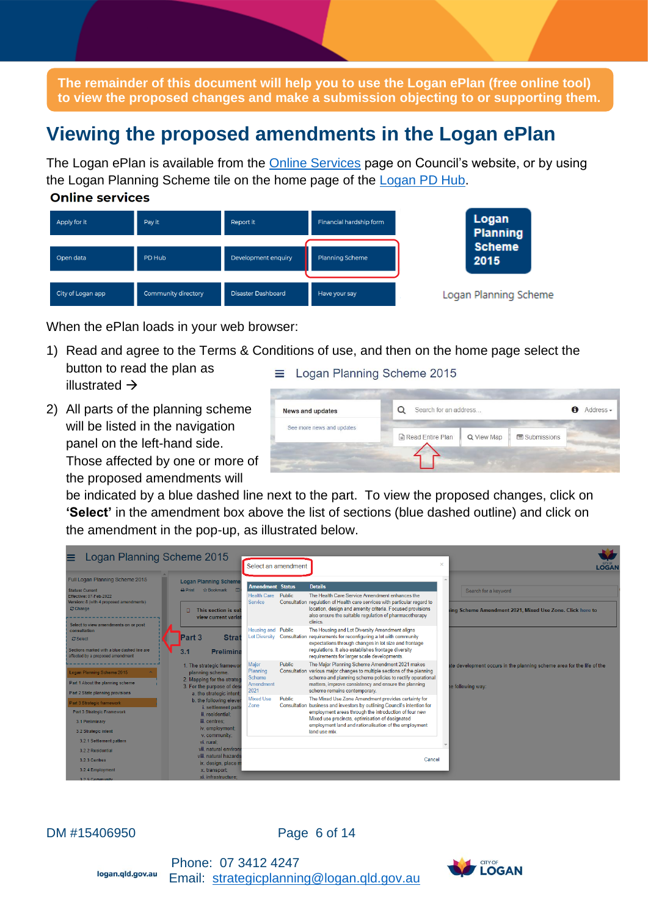**The remainder of this document will help you to use the Logan ePlan (free online tool) to view the proposed changes and make a submission objecting to or supporting them.**

# Viewing the proposed amendments in the Logan ePlan

The Logan ePlan is available from the Online Services page on Council's website, or by using the Logan Planning Scheme tile on the home page of the Logan PD Hub.

**Online services**

| Apply for it | Pay it | Report it | Financial hardship form |
|---|---|---|---|
| Open data | PD Hub | Development enquiry | Planning Scheme |
| City of Logan app | Community directory | Disaster Dashboard | Have your say |

Logan Planning Scheme 2015

Logan Planning Scheme

When the ePlan loads in your web browser:

1) Read and agree to the Terms & Conditions of use, and then on the home page select the button to read the plan as illustrated →

2) All parts of the planning scheme will be listed in the navigation panel on the left-hand side. Those affected by one or more of the proposed amendments will be indicated by a blue dashed line next to the part. To view the proposed changes, click on **'Select'** in the amendment box above the list of sections (blue dashed outline) and click on the amendment in the pop-up, as illustrated below.

DM #15406950

Phone: 07 3412 4247
Email: strategicplanning@logan.qld.gov.au

logan.qld.gov.au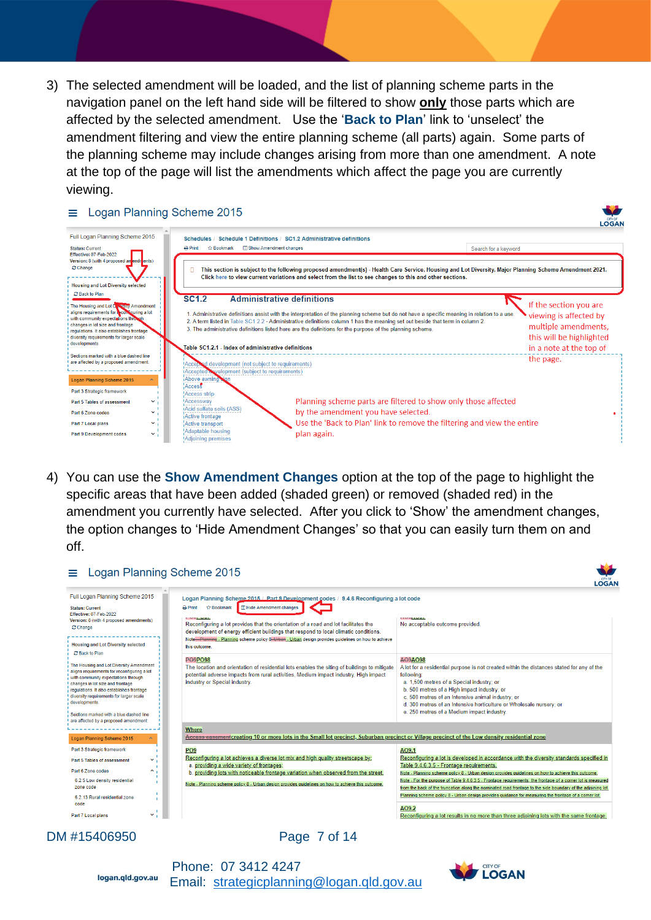3) The selected amendment will be loaded, and the list of planning scheme parts in the navigation panel on the left hand side will be filtered to show **only** those parts which are affected by the selected amendment. Use the '**Back to Plan**' link to 'unselect' the amendment filtering and view the entire planning scheme (all parts) again. Some parts of the planning scheme may include changes arising from more than one amendment. A note at the top of the page will list the amendments which affect the page you are currently viewing.

4) You can use the **Show Amendment Changes** option at the top of the page to highlight the specific areas that have been added (shaded green) or removed (shaded red) in the amendment you currently have selected. After you click to 'Show' the amendment changes, the option changes to 'Hide Amendment Changes' so that you can easily turn them on and off.

DM #15406950

Phone: 07 3412 4247
Email: strategicplanning@logan.qld.gov.au

logan.qld.gov.au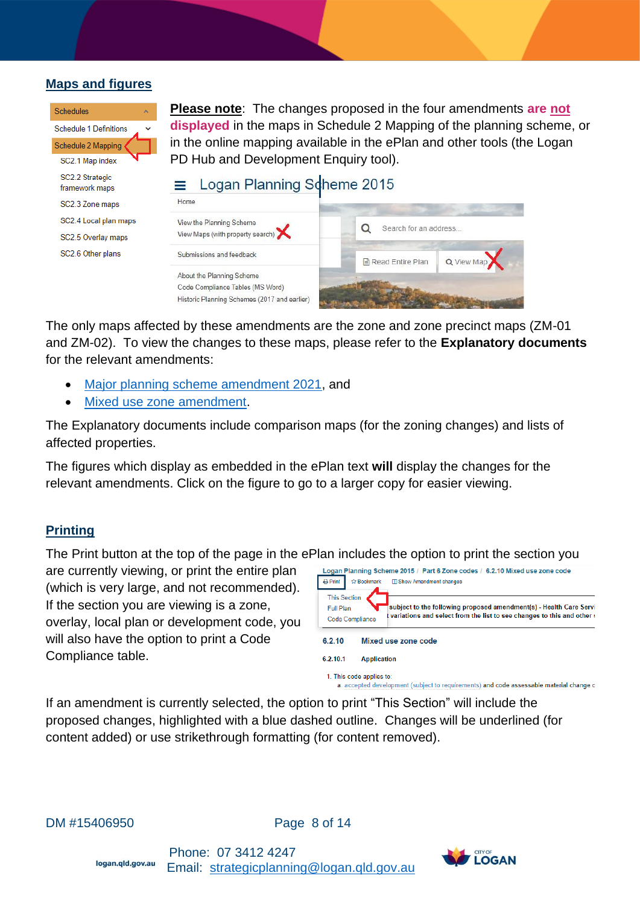## Maps and figures

**Please note**: The changes proposed in the four amendments **are not displayed** in the maps in Schedule 2 Mapping of the planning scheme, or in the online mapping available in the ePlan and other tools (the Logan PD Hub and Development Enquiry tool).

The only maps affected by these amendments are the zone and zone precinct maps (ZM-01 and ZM-02). To view the changes to these maps, please refer to the **Explanatory documents** for the relevant amendments:

- Major planning scheme amendment 2021, and
- Mixed use zone amendment.

The Explanatory documents include comparison maps (for the zoning changes) and lists of affected properties.

The figures which display as embedded in the ePlan text **will** display the changes for the relevant amendments. Click on the figure to go to a larger copy for easier viewing.

## Printing

The Print button at the top of the page in the ePlan includes the option to print the section you are currently viewing, or print the entire plan (which is very large, and not recommended). If the section you are viewing is a zone, overlay, local plan or development code, you will also have the option to print a Code Compliance table.

If an amendment is currently selected, the option to print "This Section" will include the proposed changes, highlighted with a blue dashed outline. Changes will be underlined (for content added) or use strikethrough formatting (for content removed).

DM #15406950

logan.qld.gov.au

Phone: 07 3412 4247
Email: strategicplanning@logan.qld.gov.au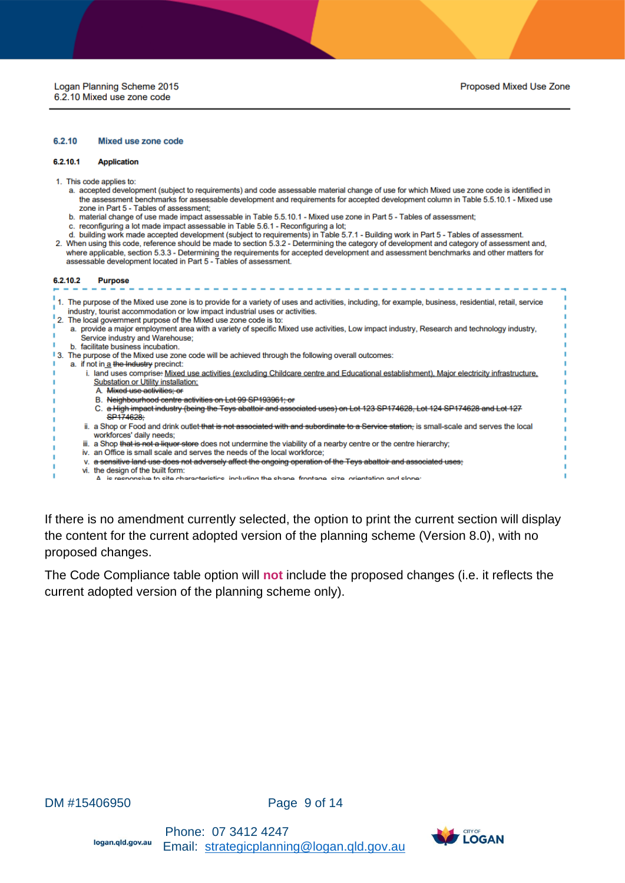6.2.10 Mixed use zone code

Proposed Mixed Use Zone

### 6.2.10 Mixed use zone code

#### 6.2.10.1 Application

1. This code applies to:
   a. accepted development (subject to requirements) and code assessable material change of use for which Mixed use zone code is identified in the assessment benchmarks for assessable development and requirements for accepted development column in Table 5.5.10.1 - Mixed use zone in Part 5 - Tables of assessment;
   b. material change of use made impact assessable in Table 5.5.10.1 - Mixed use zone in Part 5 - Tables of assessment;
   c. reconfiguring a lot made impact assessable in Table 5.6.1 - Reconfiguring a lot;
   d. building work made accepted development (subject to requirements) in Table 5.7.1 - Building work in Part 5 - Tables of assessment.
2. When using this code, reference should be made to section 5.3.2 - Determining the category of development and category of assessment and, where applicable, section 5.3.3 - Determining the requirements for accepted development and assessment benchmarks and other matters for assessable development located in Part 5 - Tables of assessment.

#### 6.2.10.2 Purpose

1. The purpose of the Mixed use zone is to provide for a variety of uses and activities, including, for example, business, residential, retail, service industry, tourist accommodation or low impact industrial uses or activities.
2. The local government purpose of the Mixed use zone code is to:
   a. provide a major employment area with a variety of specific Mixed use activities, Low impact industry, Research and technology industry, Service industry and Warehouse;
   b. facilitate business incubation.
3. The purpose of the Mixed use zone code will be achieved through the following overall outcomes:
   a. if not in <u>a</u> ~~the Industry~~ precinct:
      i. land uses comprise~~:~~ <u>Mixed use activities (excluding Childcare centre and Educational establishment), Major electricity infrastructure, Substation or Utility installation;</u>
         A. ~~Mixed use activities; or~~
         B. ~~Neighbourhood centre activities on Lot 99 SP193961; or~~
         C. ~~a High impact industry (being the Teys abattoir and associated uses) on Lot 123 SP174628, Lot 124 SP174628 and Lot 127 SP174628;~~
      ii. a Shop or Food and drink outlet ~~that is not associated with and subordinate to a Service station,~~ is small-scale and serves the local workforces' daily needs;
      iii. a Shop ~~that is not a liquor store~~ does not undermine the viability of a nearby centre or the centre hierarchy;
      iv. an Office is small scale and serves the needs of the local workforce;
      v. ~~a sensitive land use does not adversely affect the ongoing operation of the Teys abattoir and associated uses;~~
      vi. the design of the built form:
         A. is responsive to site characteristics, including the shape, frontage, size, orientation and slope;

If there is no amendment currently selected, the option to print the current section will display the content for the current adopted version of the planning scheme (Version 8.0), with no proposed changes.

The Code Compliance table option will **not** include the proposed changes (i.e. it reflects the current adopted version of the planning scheme only).

DM #15406950

logan.qld.gov.au

Phone: 07 3412 4247
Email: strategicplanning@logan.qld.gov.au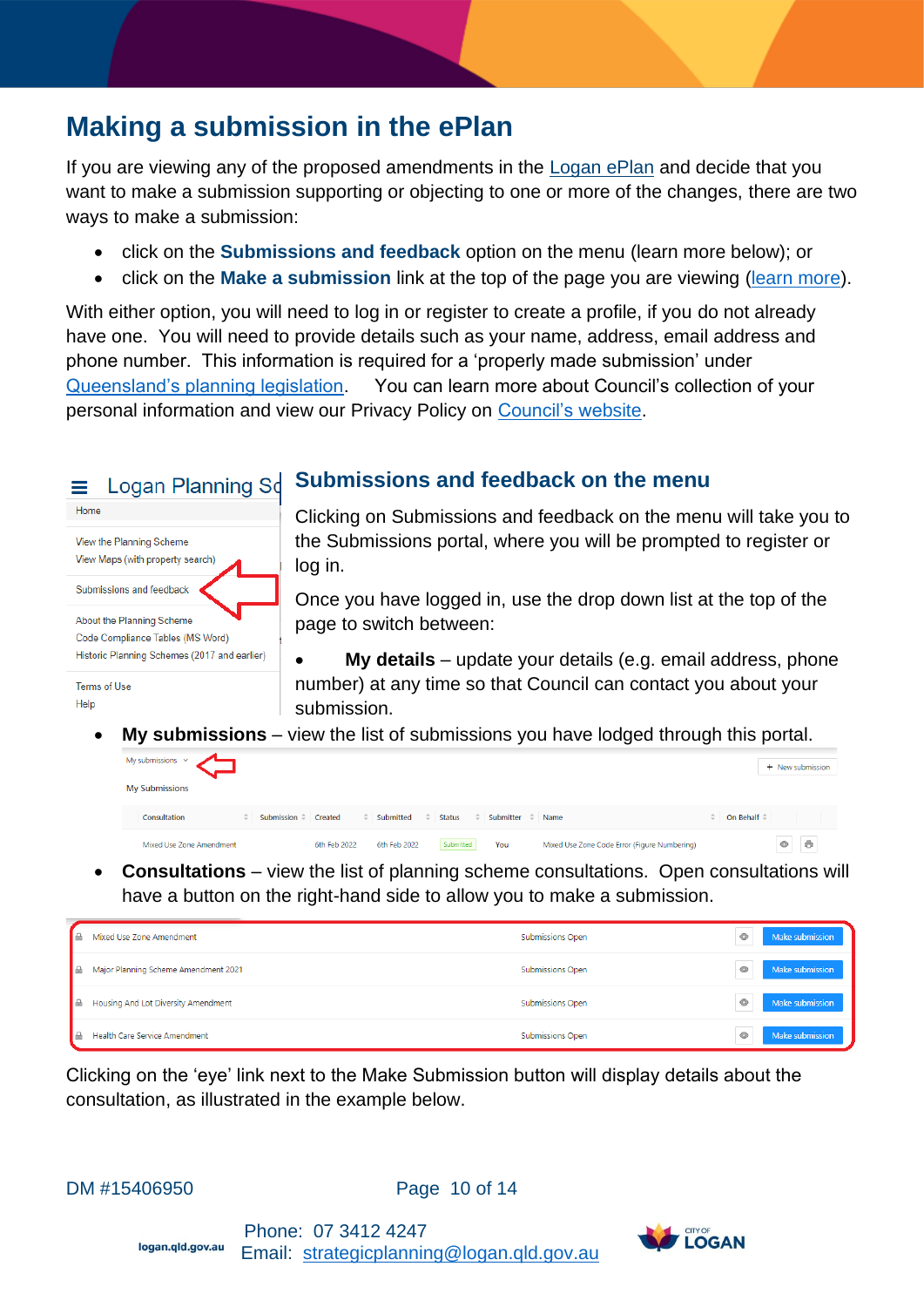# Making a submission in the ePlan

If you are viewing any of the proposed amendments in the Logan ePlan and decide that you want to make a submission supporting or objecting to one or more of the changes, there are two ways to make a submission:

- click on the **Submissions and feedback** option on the menu (learn more below); or
- click on the **Make a submission** link at the top of the page you are viewing (learn more).

With either option, you will need to log in or register to create a profile, if you do not already have one. You will need to provide details such as your name, address, email address and phone number. This information is required for a 'properly made submission' under Queensland's planning legislation. You can learn more about Council's collection of your personal information and view our Privacy Policy on Council's website.

## Submissions and feedback on the menu

Clicking on Submissions and feedback on the menu will take you to the Submissions portal, where you will be prompted to register or log in.

Once you have logged in, use the drop down list at the top of the page to switch between:

- **My details** – update your details (e.g. email address, phone number) at any time so that Council can contact you about your submission.
- **My submissions** – view the list of submissions you have lodged through this portal.
- **Consultations** – view the list of planning scheme consultations. Open consultations will have a button on the right-hand side to allow you to make a submission.

Clicking on the 'eye' link next to the Make Submission button will display details about the consultation, as illustrated in the example below.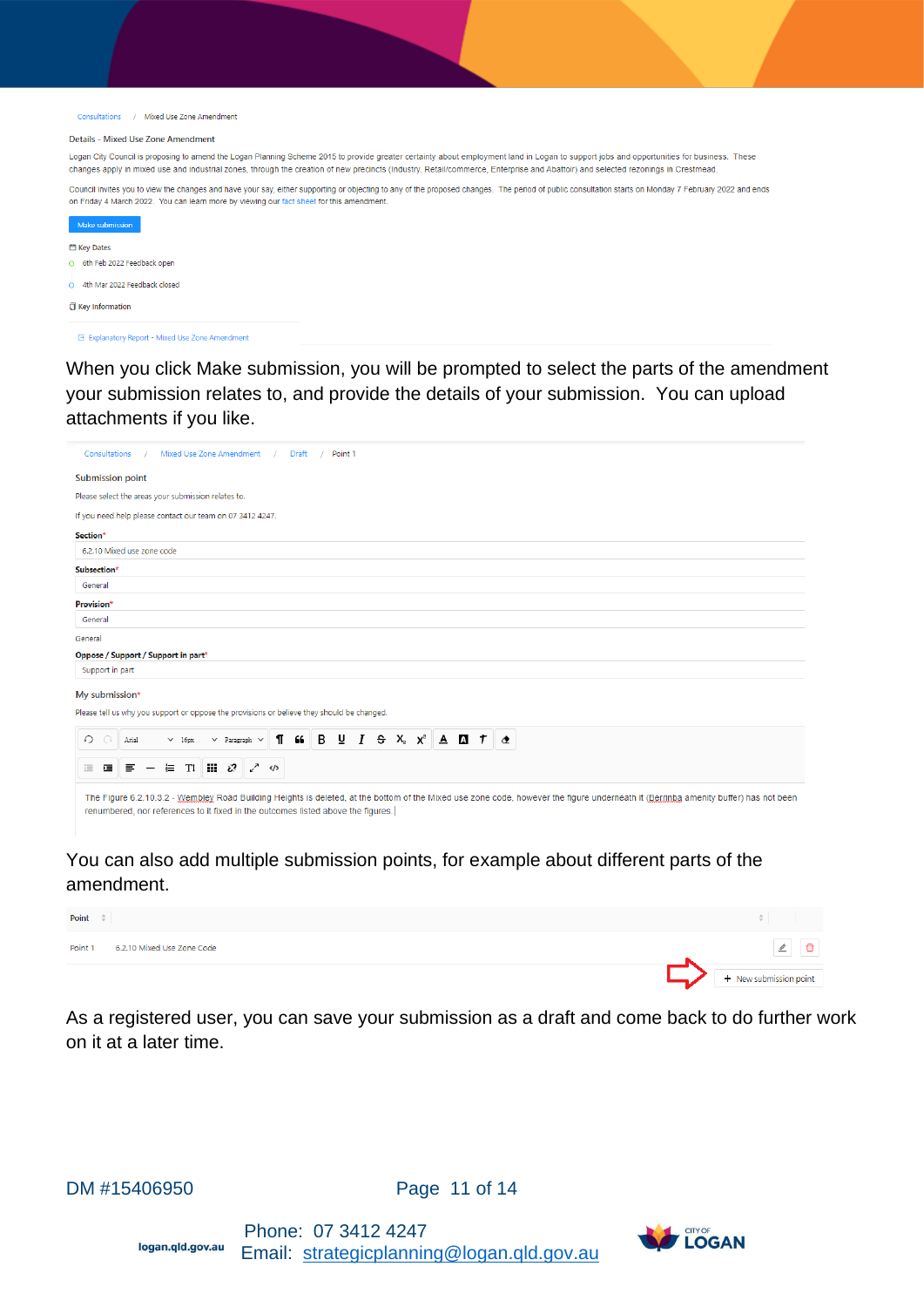Consultations / Mixed Use Zone Amendment

Details - Mixed Use Zone Amendment

Logan City Council is proposing to amend the Logan Planning Scheme 2015 to provide greater certainty about employment land in Logan to support jobs and other opportunities for business. These changes apply in mixed use and industrial zones, through the creation of new precincts (Industry, Retail/commerce, Enterprise and Abattoir) and selected rezonings in Crestmead.

Council invites you to view the changes and have your say, either supporting or objecting to any of the proposed changes. The period of public consultation starts on Monday 7 February 2022 and ends on Friday 4 March 2022. You can learn more by viewing our fact sheet for this amendment.

Make submission

Key Dates

- 6th Feb 2022 Feedback open
- 4th Mar 2022 Feedback closed

Key Information

Explanatory Report - Mixed Use Zone Amendment

When you click Make submission, you will be prompted to select the parts of the amendment your submission relates to, and provide the details of your submission. You can upload attachments if you like.

Consultations / Mixed Use Zone Amendment / Draft / Point 1

Submission point

Please select the areas your submission relates to.

If you need help please contact our team on 07 3412 4247.

**Section***
6.2.10 Mixed use zone code

**Subsection***
General

**Provision***
General

General

**Oppose / Support / Support in part***
Support in part

My submission*

Please tell us why you support or oppose the provisions or believe they should be changed.

The Figure 6.2.10.3.2 - Wembley Road Building Heights is deleted, at the bottom of the Mixed use zone code, however the figure underneath it (Berrinba amenity buffer) has not been renumbered, nor references to it fixed in the outcomes listed above the figures.

You can also add multiple submission points, for example about different parts of the amendment.

| Point | |
|---|---|
| Point 1 | 6.2.10 Mixed Use Zone Code |

+ New submission point

As a registered user, you can save your submission as a draft and come back to do further work on it at a later time.

DM #15406950

Phone: 07 3412 4247
Email: strategicplanning@logan.qld.gov.au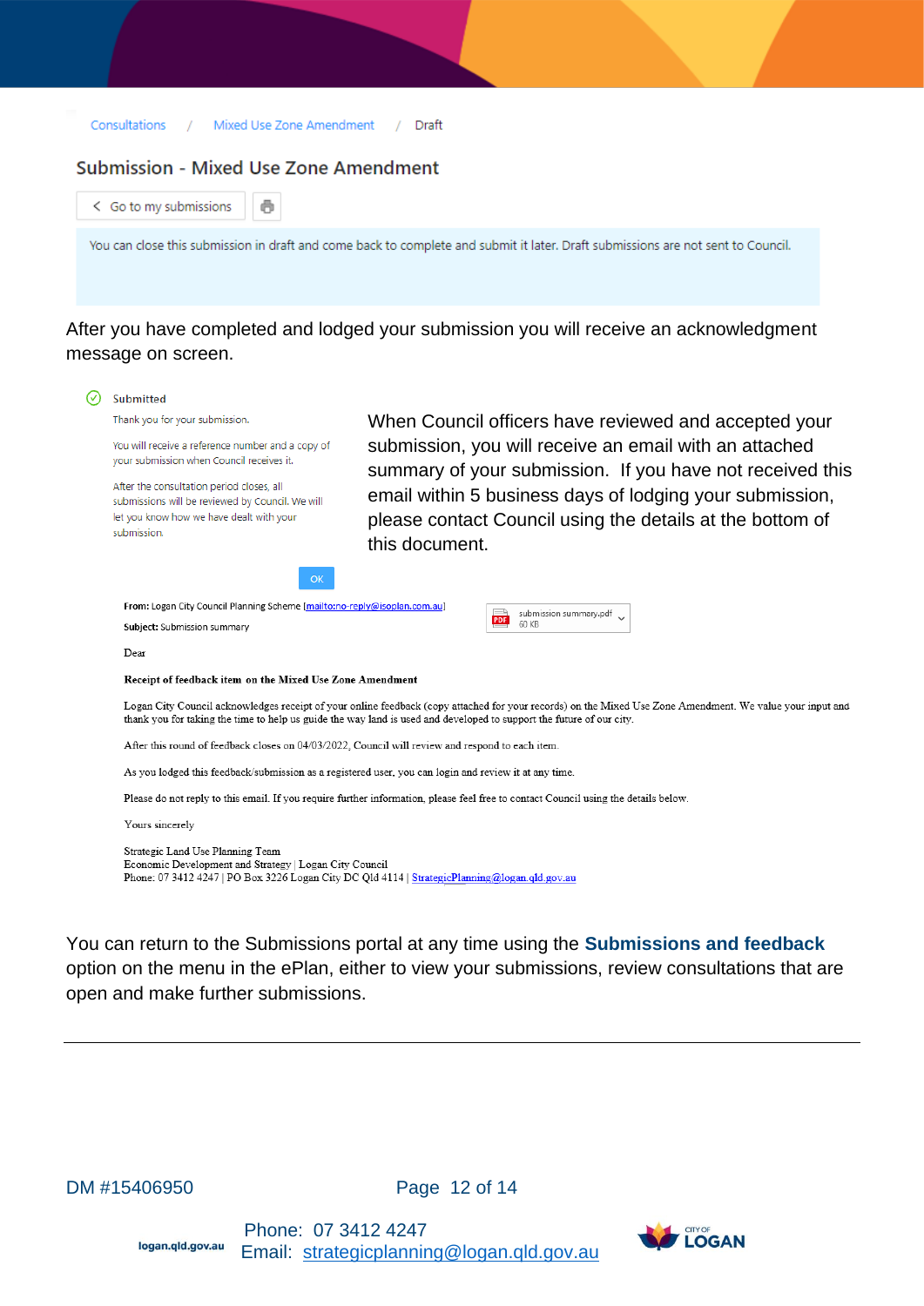Consultations / Mixed Use Zone Amendment / Draft

## Submission - Mixed Use Zone Amendment

< Go to my submissions

You can close this submission in draft and come back to complete and submit it later. Draft submissions are not sent to Council.

After you have completed and lodged your submission you will receive an acknowledgment message on screen.

**Submitted**

Thank you for your submission.

You will receive a reference number and a copy of your submission when Council receives it.

After the consultation period closes, all submissions will be reviewed by Council. We will let you know how we have dealt with your submission.

OK

When Council officers have reviewed and accepted your submission, you will receive an email with an attached summary of your submission. If you have not received this email within 5 business days of lodging your submission, please contact Council using the details at the bottom of this document.

**From:** Logan City Council Planning Scheme [mailto:no-reply@isoplan.com.au]

**Subject:** Submission summary

submission summary.pdf
60 KB

Dear

**Receipt of feedback item on the Mixed Use Zone Amendment**

Logan City Council acknowledges receipt of your online feedback (copy attached for your records) on the Mixed Use Zone Amendment. We value your input and thank you for taking the time to help us guide the way land is used and developed to support the future of our city.

After this round of feedback closes on 04/03/2022, Council will review and respond to each item.

As you lodged this feedback/submission as a registered user, you can login and review it at any time.

Please do not reply to this email. If you require further information, please feel free to contact Council using the details below.

Yours sincerely

Strategic Land Use Planning Team
Economic Development and Strategy | Logan City Council
Phone: 07 3412 4247 | PO Box 3226 Logan City DC Qld 4114 | StrategicPlanning@logan.qld.gov.au

You can return to the Submissions portal at any time using the **Submissions and feedback** option on the menu in the ePlan, either to view your submissions, review consultations that are open and make further submissions.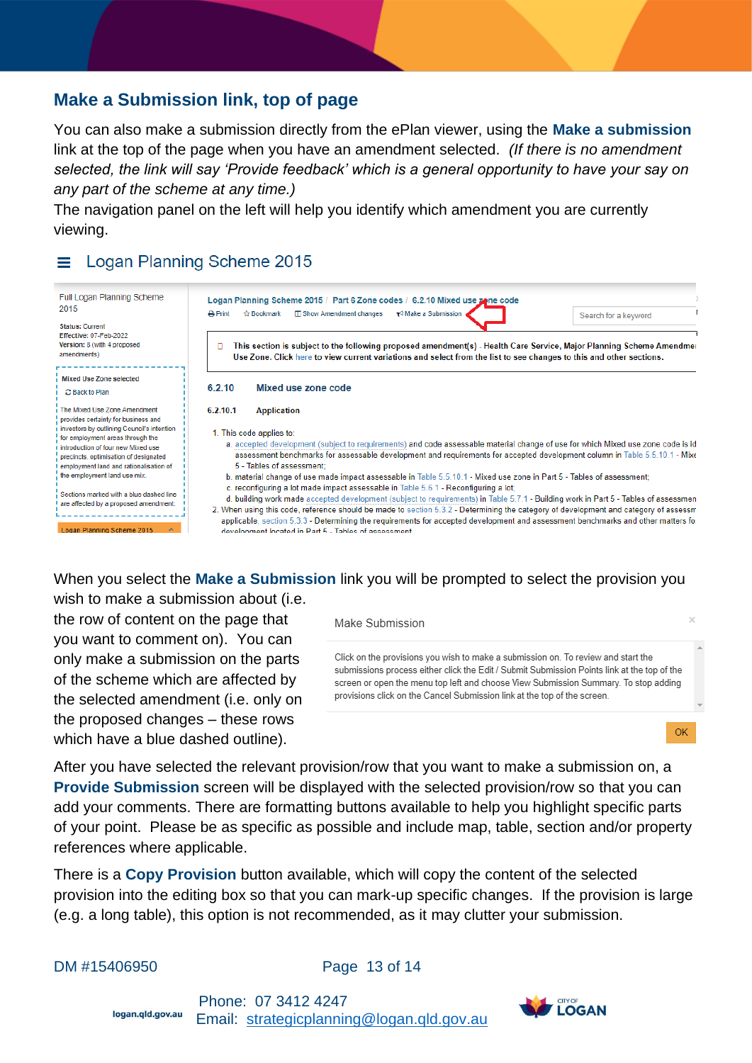## Make a Submission link, top of page

You can also make a submission directly from the ePlan viewer, using the **Make a submission** link at the top of the page when you have an amendment selected. *(If there is no amendment selected, the link will say 'Provide feedback' which is a general opportunity to have your say on any part of the scheme at any time.)*

The navigation panel on the left will help you identify which amendment you are currently viewing.

When you select the **Make a Submission** link you will be prompted to select the provision you wish to make a submission about (i.e. the row of content on the page that you want to comment on). You can only make a submission on the parts of the scheme which are affected by the selected amendment (i.e. only on the proposed changes – these rows which have a blue dashed outline).

After you have selected the relevant provision/row that you want to make a submission on, a **Provide Submission** screen will be displayed with the selected provision/row so that you can add your comments. There are formatting buttons available to help you highlight specific parts of your point. Please be as specific as possible and include map, table, section and/or property references where applicable.

There is a **Copy Provision** button available, which will copy the content of the selected provision into the editing box so that you can mark-up specific changes. If the provision is large (e.g. a long table), this option is not recommended, as it may clutter your submission.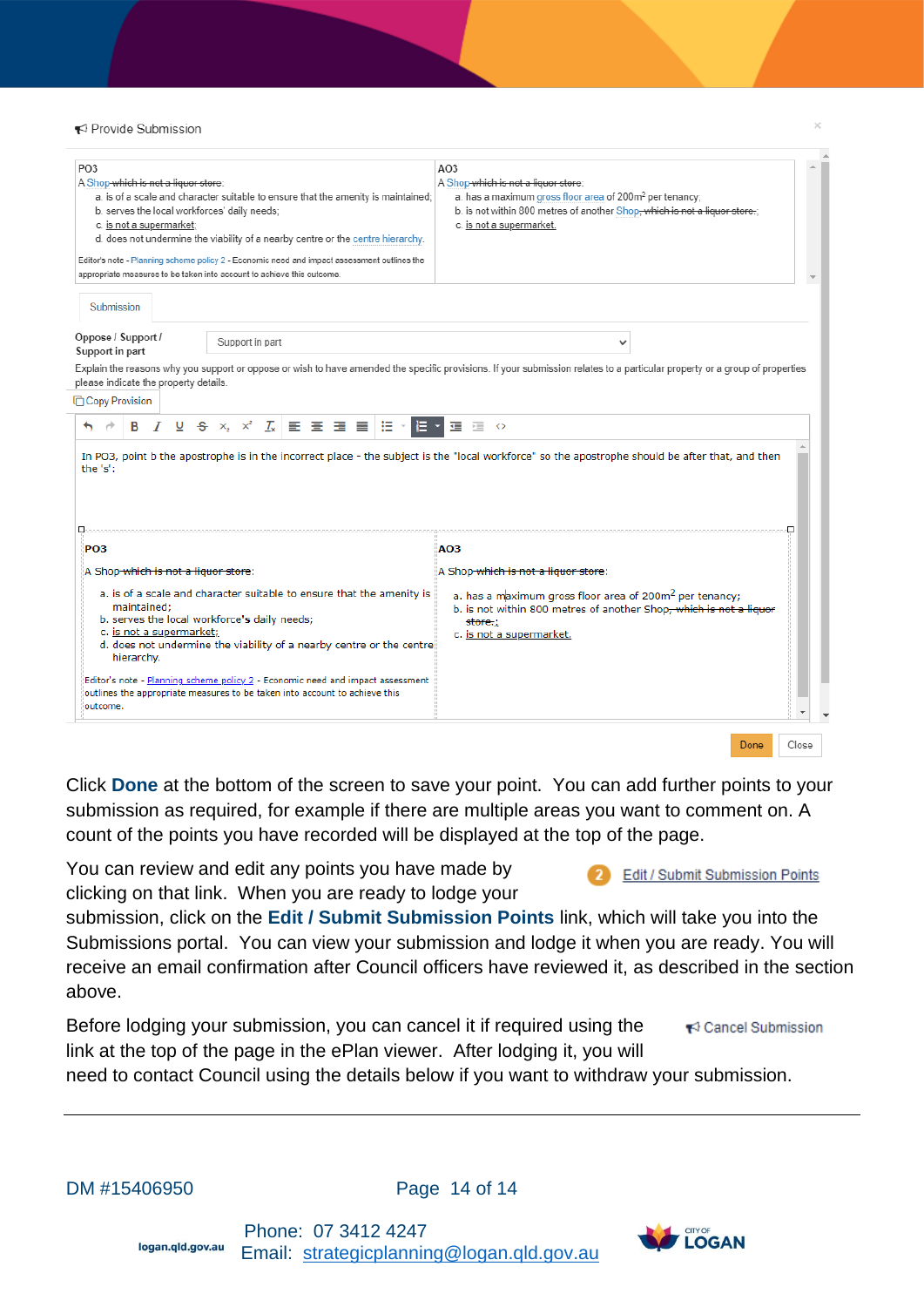Provide Submission

| PO3 | AO3 |
| --- | --- |
| A Shop ~~which is not a liquor store~~: a. is of a scale and character suitable to ensure that the amenity is maintained; b. serves the local workforces' daily needs; c. is not a supermarket; d. does not undermine the viability of a nearby centre or the centre hierarchy. Editor's note - Planning scheme policy 2 - Economic need and impact assessment outlines the appropriate measures to be taken into account to achieve this outcome. | A Shop ~~which is not a liquor store~~: a. has a maximum gross floor area of 200m² per tenancy; b. is not within 800 metres of another Shop~~, which is not a liquor store.~~; c. is not a supermarket. |

Submission

Oppose / Support / Support in part: Support in part

Explain the reasons why you support or oppose or wish to have amended the specific provisions. If your submission relates to a particular property or a group of properties please indicate the property details.

Copy Provision

In PO3, point b the apostrophe is in the incorrect place - the subject is the "local workforce" so the apostrophe should be after that, and then the 's':

| PO3 | AO3 |
| --- | --- |
| A Shop ~~which is not a liquor store~~: a. is of a scale and character suitable to ensure that the amenity is maintained; b. serves the local workforce's daily needs; c. is not a supermarket; d. does not undermine the viability of a nearby centre or the centre hierarchy. Editor's note - Planning scheme policy 2 - Economic need and impact assessment outlines the appropriate measures to be taken into account to achieve this outcome. | A Shop ~~which is not a liquor store~~: a. has a maximum gross floor area of 200m² per tenancy; b. is not within 800 metres of another Shop~~, which is not a liquor store.~~; c. is not a supermarket. |

Done | Close

Click **Done** at the bottom of the screen to save your point. You can add further points to your submission as required, for example if there are multiple areas you want to comment on. A count of the points you have recorded will be displayed at the top of the page.

2 Edit / Submit Submission Points

You can review and edit any points you have made by clicking on that link. When you are ready to lodge your submission, click on the **Edit / Submit Submission Points** link, which will take you into the Submissions portal. You can view your submission and lodge it when you are ready. You will receive an email confirmation after Council officers have reviewed it, as described in the section above.

Cancel Submission

Before lodging your submission, you can cancel it if required using the link at the top of the page in the ePlan viewer. After lodging it, you will need to contact Council using the details below if you want to withdraw your submission.

DM #15406950

logan.qld.gov.au

Phone: 07 3412 4247
Email: strategicplanning@logan.qld.gov.au

CITY OF LOGAN